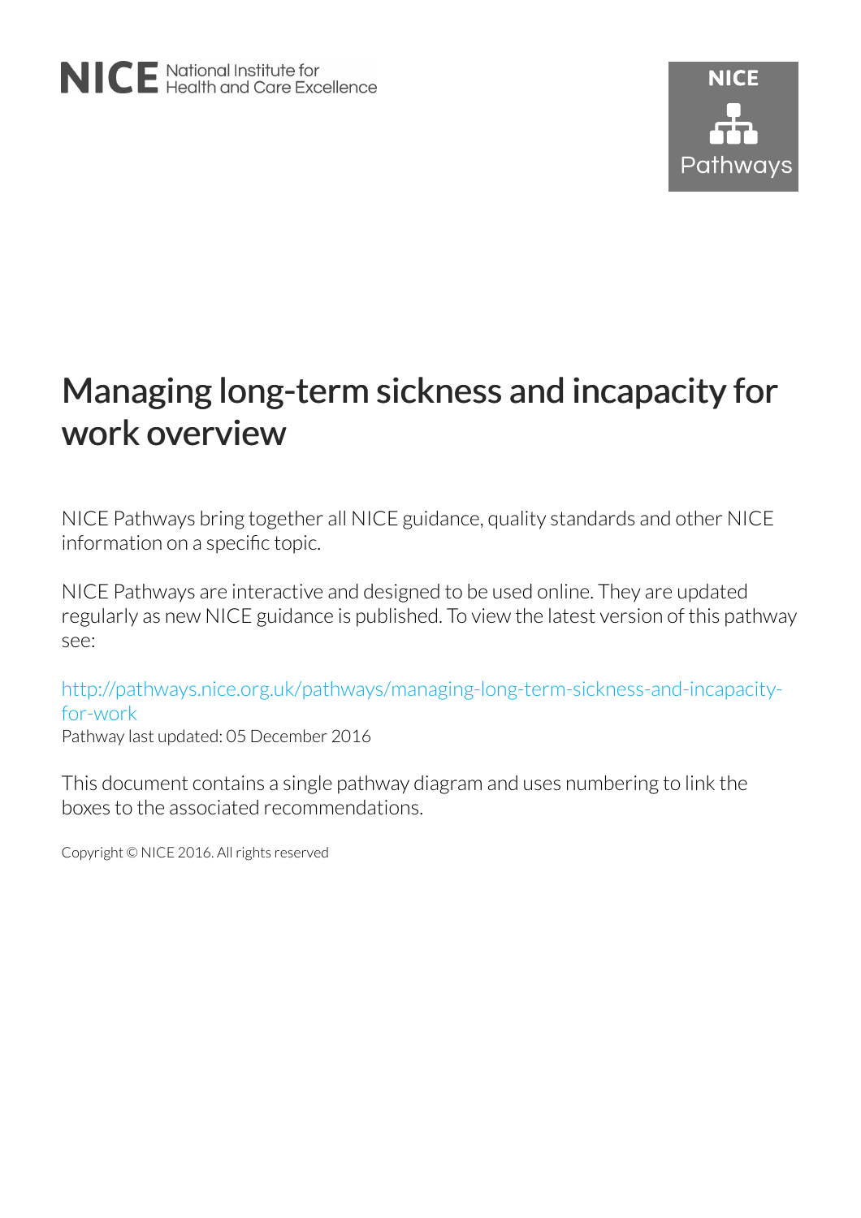NICE National Institute for Health and Care Excellence

NICE Pathways

# Managing long-term sickness and incapacity for work overview

NICE Pathways bring together all NICE guidance, quality standards and other NICE information on a specific topic.

NICE Pathways are interactive and designed to be used online. They are updated regularly as new NICE guidance is published. To view the latest version of this pathway see:

http://pathways.nice.org.uk/pathways/managing-long-term-sickness-and-incapacity-for-work

Pathway last updated: 05 December 2016

This document contains a single pathway diagram and uses numbering to link the boxes to the associated recommendations.

Copyright © NICE 2016. All rights reserved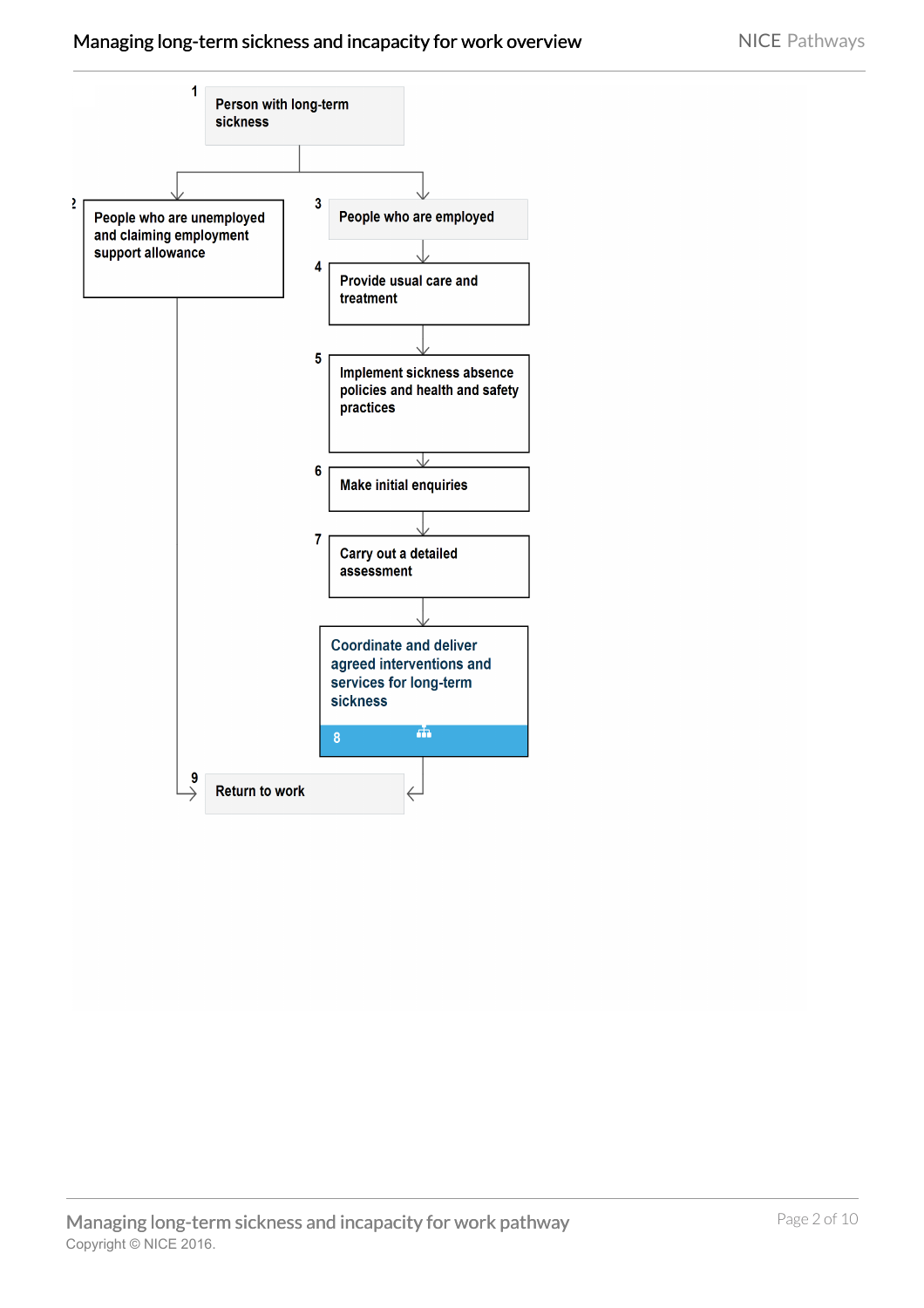1. Person with long-term sickness
2. People who are unemployed and claiming employment support allowance
3. People who are employed
4. Provide usual care and treatment
5. Implement sickness absence policies and health and safety practices
6. Make initial enquiries
7. Carry out a detailed assessment
8. Coordinate and deliver agreed interventions and services for long-term sickness
9. Return to work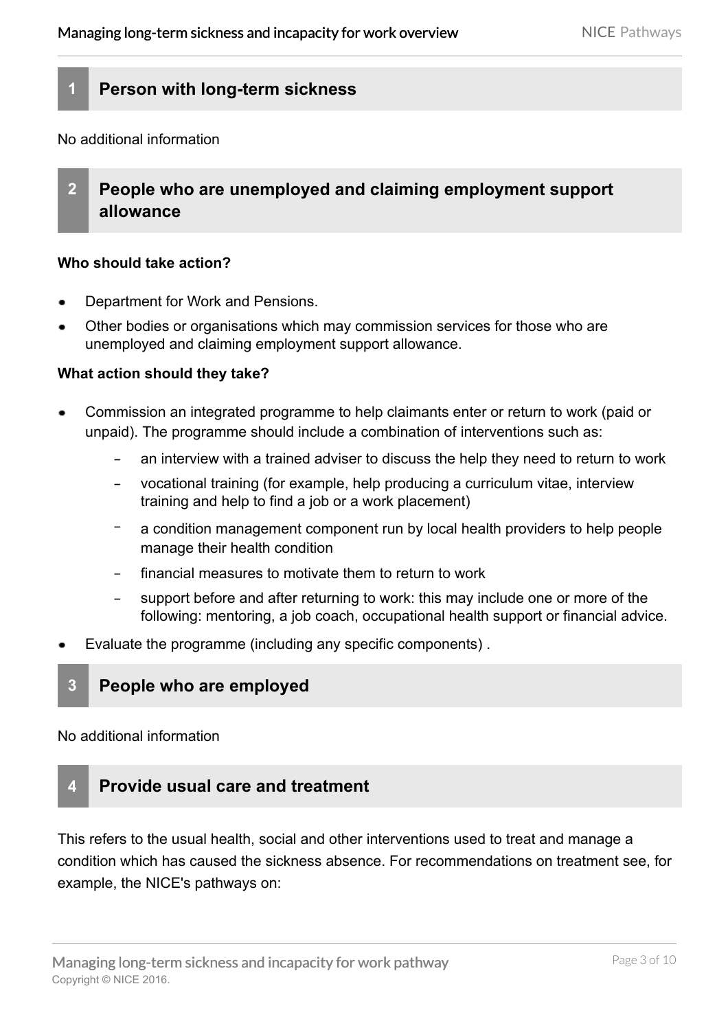## 1 Person with long-term sickness

No additional information

## 2 People who are unemployed and claiming employment support allowance

**Who should take action?**

- Department for Work and Pensions.
- Other bodies or organisations which may commission services for those who are unemployed and claiming employment support allowance.

**What action should they take?**

- Commission an integrated programme to help claimants enter or return to work (paid or unpaid). The programme should include a combination of interventions such as:
  - an interview with a trained adviser to discuss the help they need to return to work
  - vocational training (for example, help producing a curriculum vitae, interview training and help to find a job or a work placement)
  - a condition management component run by local health providers to help people manage their health condition
  - financial measures to motivate them to return to work
  - support before and after returning to work: this may include one or more of the following: mentoring, a job coach, occupational health support or financial advice.
- Evaluate the programme (including any specific components) .

## 3 People who are employed

No additional information

## 4 Provide usual care and treatment

This refers to the usual health, social and other interventions used to treat and manage a condition which has caused the sickness absence. For recommendations on treatment see, for example, the NICE's pathways on: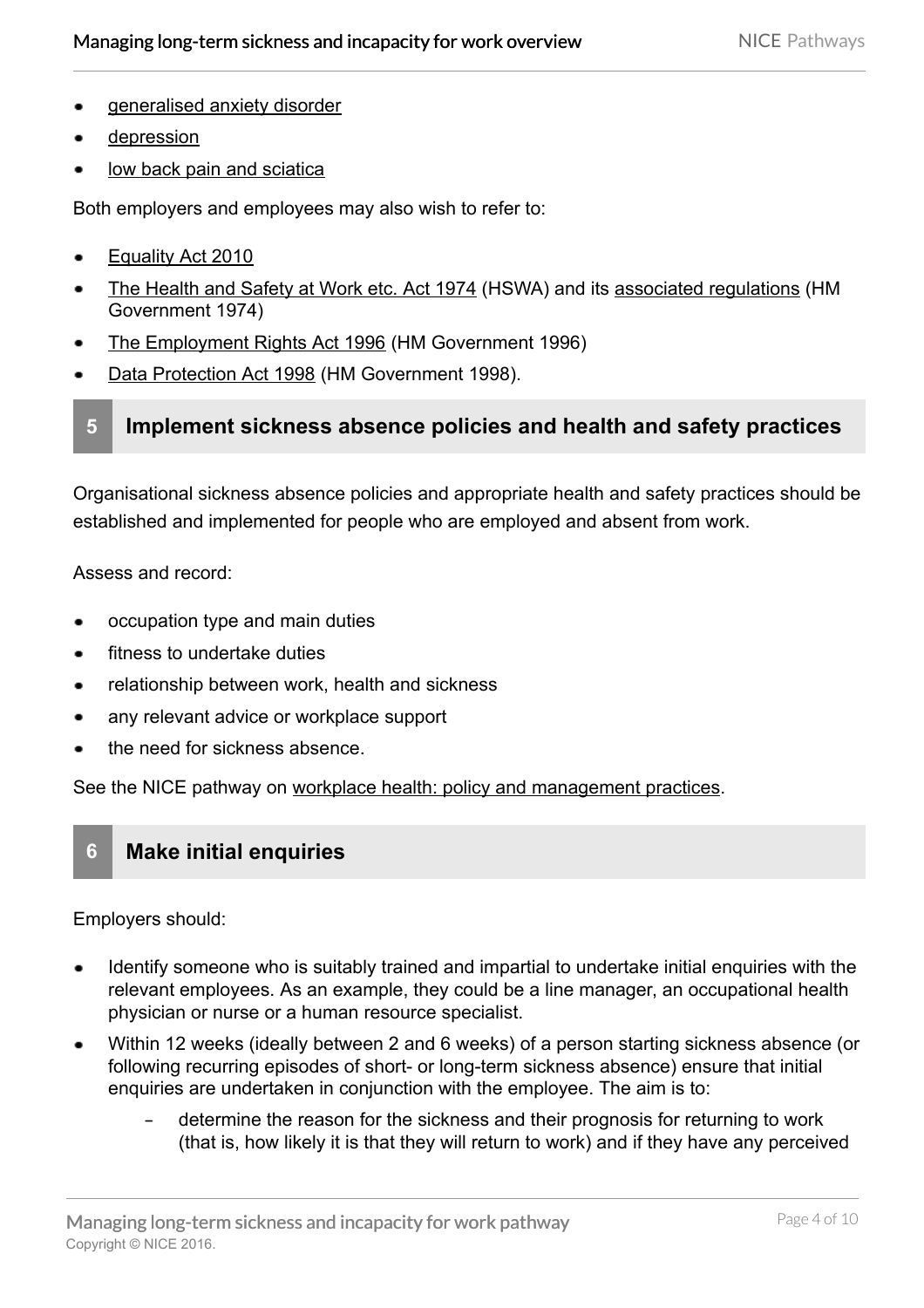- generalised anxiety disorder
- depression
- low back pain and sciatica

Both employers and employees may also wish to refer to:

- Equality Act 2010
- The Health and Safety at Work etc. Act 1974 (HSWA) and its associated regulations (HM Government 1974)
- The Employment Rights Act 1996 (HM Government 1996)
- Data Protection Act 1998 (HM Government 1998).

## 5 Implement sickness absence policies and health and safety practices

Organisational sickness absence policies and appropriate health and safety practices should be established and implemented for people who are employed and absent from work.

Assess and record:

- occupation type and main duties
- fitness to undertake duties
- relationship between work, health and sickness
- any relevant advice or workplace support
- the need for sickness absence.

See the NICE pathway on workplace health: policy and management practices.

## 6 Make initial enquiries

Employers should:

- Identify someone who is suitably trained and impartial to undertake initial enquiries with the relevant employees. As an example, they could be a line manager, an occupational health physician or nurse or a human resource specialist.
- Within 12 weeks (ideally between 2 and 6 weeks) of a person starting sickness absence (or following recurring episodes of short- or long-term sickness absence) ensure that initial enquiries are undertaken in conjunction with the employee. The aim is to:
  - determine the reason for the sickness and their prognosis for returning to work (that is, how likely it is that they will return to work) and if they have any perceived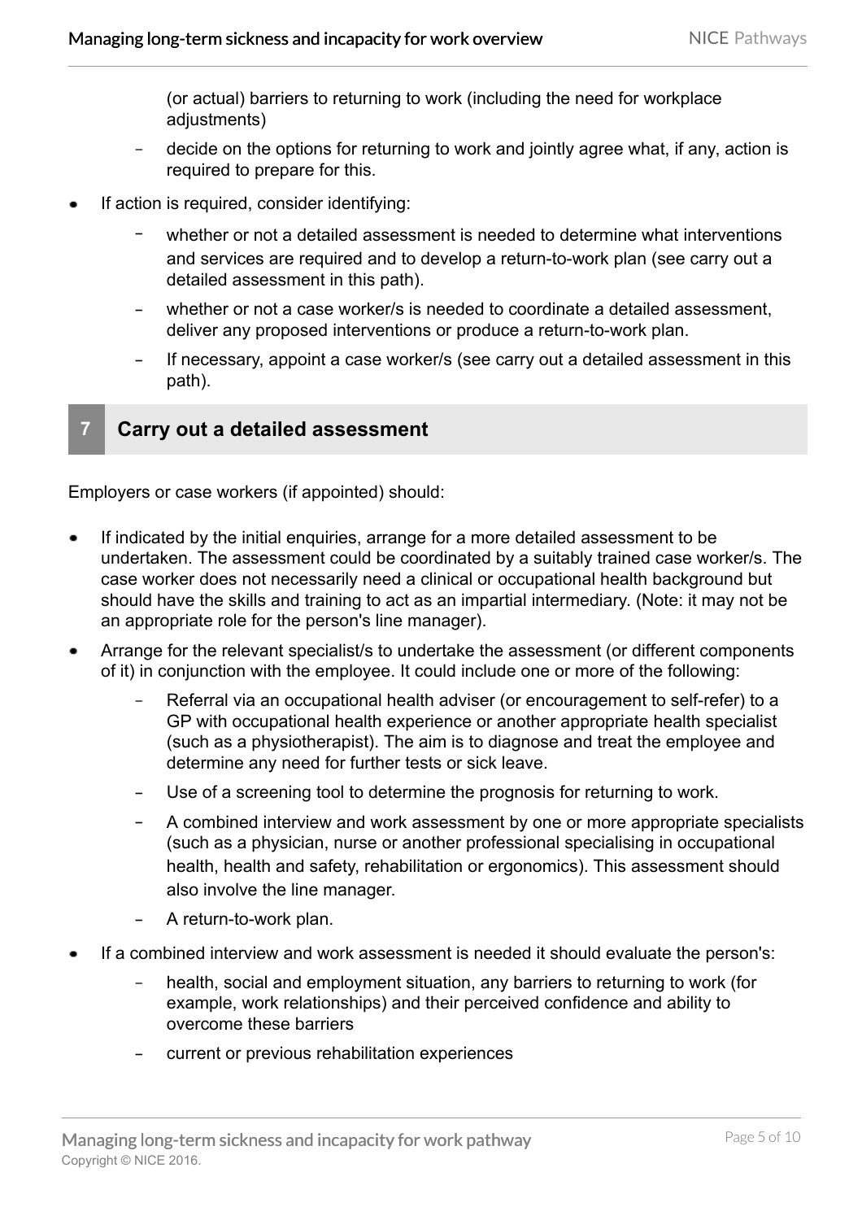(or actual) barriers to returning to work (including the need for workplace adjustments)

  - decide on the options for returning to work and jointly agree what, if any, action is required to prepare for this.

- If action is required, consider identifying:
  - whether or not a detailed assessment is needed to determine what interventions and services are required and to develop a return-to-work plan (see carry out a detailed assessment in this path).
  - whether or not a case worker/s is needed to coordinate a detailed assessment, deliver any proposed interventions or produce a return-to-work plan.
  - If necessary, appoint a case worker/s (see carry out a detailed assessment in this path).

## 7 Carry out a detailed assessment

Employers or case workers (if appointed) should:

- If indicated by the initial enquiries, arrange for a more detailed assessment to be undertaken. The assessment could be coordinated by a suitably trained case worker/s. The case worker does not necessarily need a clinical or occupational health background but should have the skills and training to act as an impartial intermediary. (Note: it may not be an appropriate role for the person's line manager).
- Arrange for the relevant specialist/s to undertake the assessment (or different components of it) in conjunction with the employee. It could include one or more of the following:
  - Referral via an occupational health adviser (or encouragement to self-refer) to a GP with occupational health experience or another appropriate health specialist (such as a physiotherapist). The aim is to diagnose and treat the employee and determine any need for further tests or sick leave.
  - Use of a screening tool to determine the prognosis for returning to work.
  - A combined interview and work assessment by one or more appropriate specialists (such as a physician, nurse or another professional specialising in occupational health, health and safety, rehabilitation or ergonomics). This assessment should also involve the line manager.
  - A return-to-work plan.
- If a combined interview and work assessment is needed it should evaluate the person's:
  - health, social and employment situation, any barriers to returning to work (for example, work relationships) and their perceived confidence and ability to overcome these barriers
  - current or previous rehabilitation experiences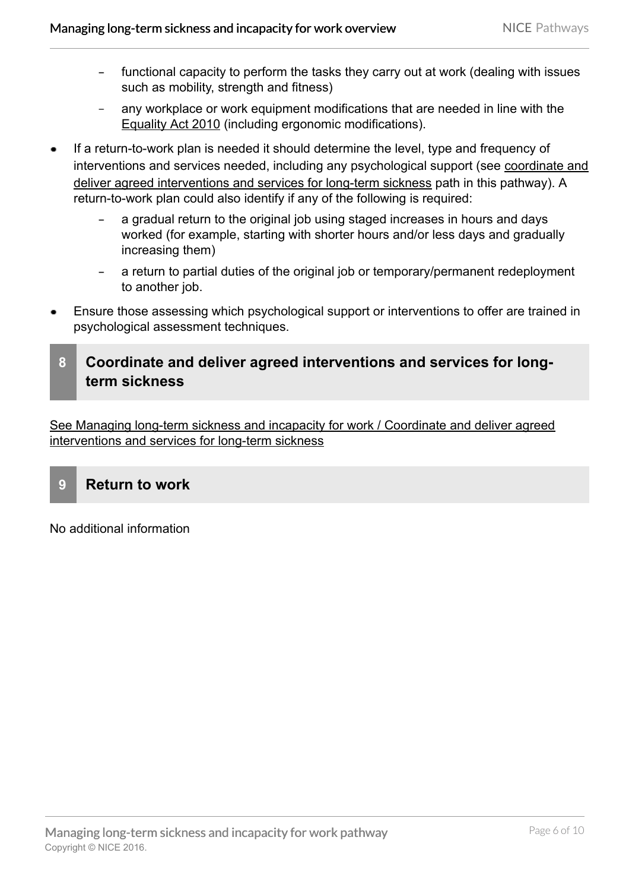- functional capacity to perform the tasks they carry out at work (dealing with issues such as mobility, strength and fitness)
  - any workplace or work equipment modifications that are needed in line with the Equality Act 2010 (including ergonomic modifications).
- If a return-to-work plan is needed it should determine the level, type and frequency of interventions and services needed, including any psychological support (see coordinate and deliver agreed interventions and services for long-term sickness path in this pathway). A return-to-work plan could also identify if any of the following is required:
  - a gradual return to the original job using staged increases in hours and days worked (for example, starting with shorter hours and/or less days and gradually increasing them)
  - a return to partial duties of the original job or temporary/permanent redeployment to another job.
- Ensure those assessing which psychological support or interventions to offer are trained in psychological assessment techniques.

## 8 Coordinate and deliver agreed interventions and services for long-term sickness

See Managing long-term sickness and incapacity for work / Coordinate and deliver agreed interventions and services for long-term sickness

## 9 Return to work

No additional information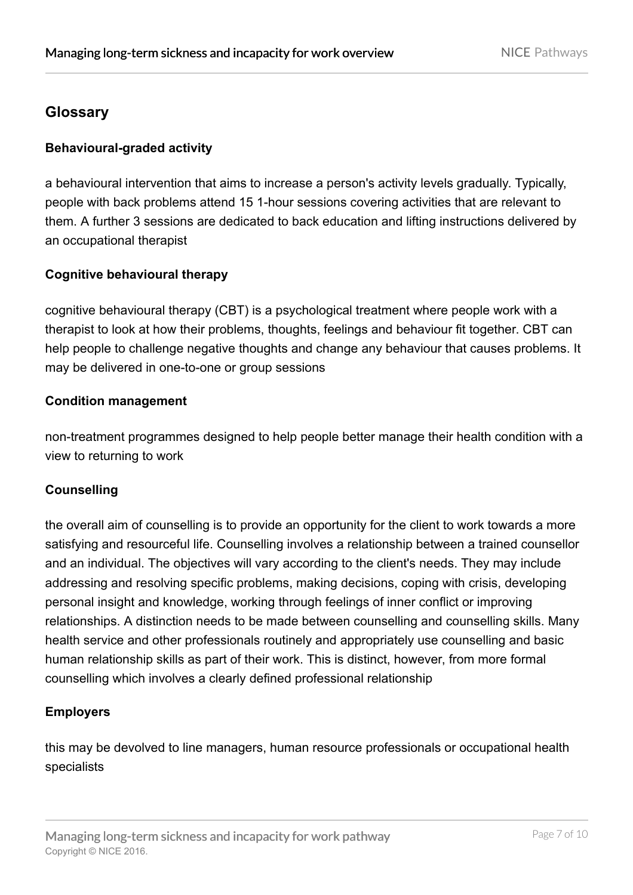## Glossary

**Behavioural-graded activity**

a behavioural intervention that aims to increase a person's activity levels gradually. Typically, people with back problems attend 15 1-hour sessions covering activities that are relevant to them. A further 3 sessions are dedicated to back education and lifting instructions delivered by an occupational therapist

**Cognitive behavioural therapy**

cognitive behavioural therapy (CBT) is a psychological treatment where people work with a therapist to look at how their problems, thoughts, feelings and behaviour fit together. CBT can help people to challenge negative thoughts and change any behaviour that causes problems. It may be delivered in one-to-one or group sessions

**Condition management**

non-treatment programmes designed to help people better manage their health condition with a view to returning to work

**Counselling**

the overall aim of counselling is to provide an opportunity for the client to work towards a more satisfying and resourceful life. Counselling involves a relationship between a trained counsellor and an individual. The objectives will vary according to the client's needs. They may include addressing and resolving specific problems, making decisions, coping with crisis, developing personal insight and knowledge, working through feelings of inner conflict or improving relationships. A distinction needs to be made between counselling and counselling skills. Many health service and other professionals routinely and appropriately use counselling and basic human relationship skills as part of their work. This is distinct, however, from more formal counselling which involves a clearly defined professional relationship

**Employers**

this may be devolved to line managers, human resource professionals or occupational health specialists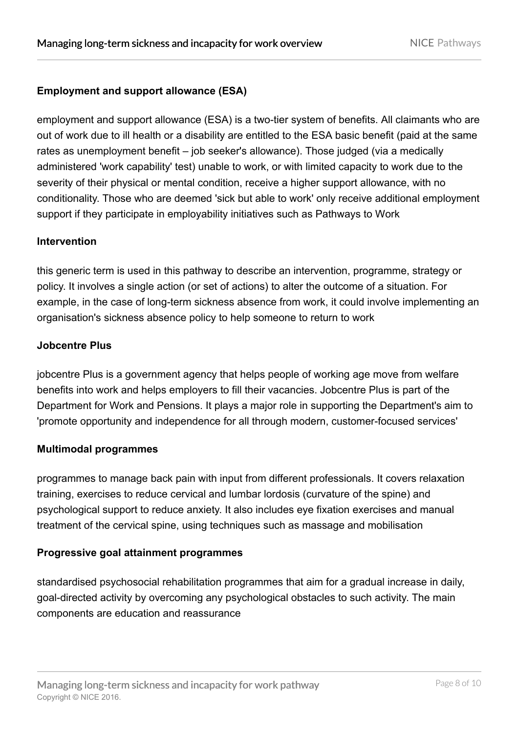**Employment and support allowance (ESA)**

employment and support allowance (ESA) is a two-tier system of benefits. All claimants who are out of work due to ill health or a disability are entitled to the ESA basic benefit (paid at the same rates as unemployment benefit – job seeker's allowance). Those judged (via a medically administered 'work capability' test) unable to work, or with limited capacity to work due to the severity of their physical or mental condition, receive a higher support allowance, with no conditionality. Those who are deemed 'sick but able to work' only receive additional employment support if they participate in employability initiatives such as Pathways to Work

**Intervention**

this generic term is used in this pathway to describe an intervention, programme, strategy or policy. It involves a single action (or set of actions) to alter the outcome of a situation. For example, in the case of long-term sickness absence from work, it could involve implementing an organisation's sickness absence policy to help someone to return to work

**Jobcentre Plus**

jobcentre Plus is a government agency that helps people of working age move from welfare benefits into work and helps employers to fill their vacancies. Jobcentre Plus is part of the Department for Work and Pensions. It plays a major role in supporting the Department's aim to 'promote opportunity and independence for all through modern, customer-focused services'

**Multimodal programmes**

programmes to manage back pain with input from different professionals. It covers relaxation training, exercises to reduce cervical and lumbar lordosis (curvature of the spine) and psychological support to reduce anxiety. It also includes eye fixation exercises and manual treatment of the cervical spine, using techniques such as massage and mobilisation

**Progressive goal attainment programmes**

standardised psychosocial rehabilitation programmes that aim for a gradual increase in daily, goal-directed activity by overcoming any psychological obstacles to such activity. The main components are education and reassurance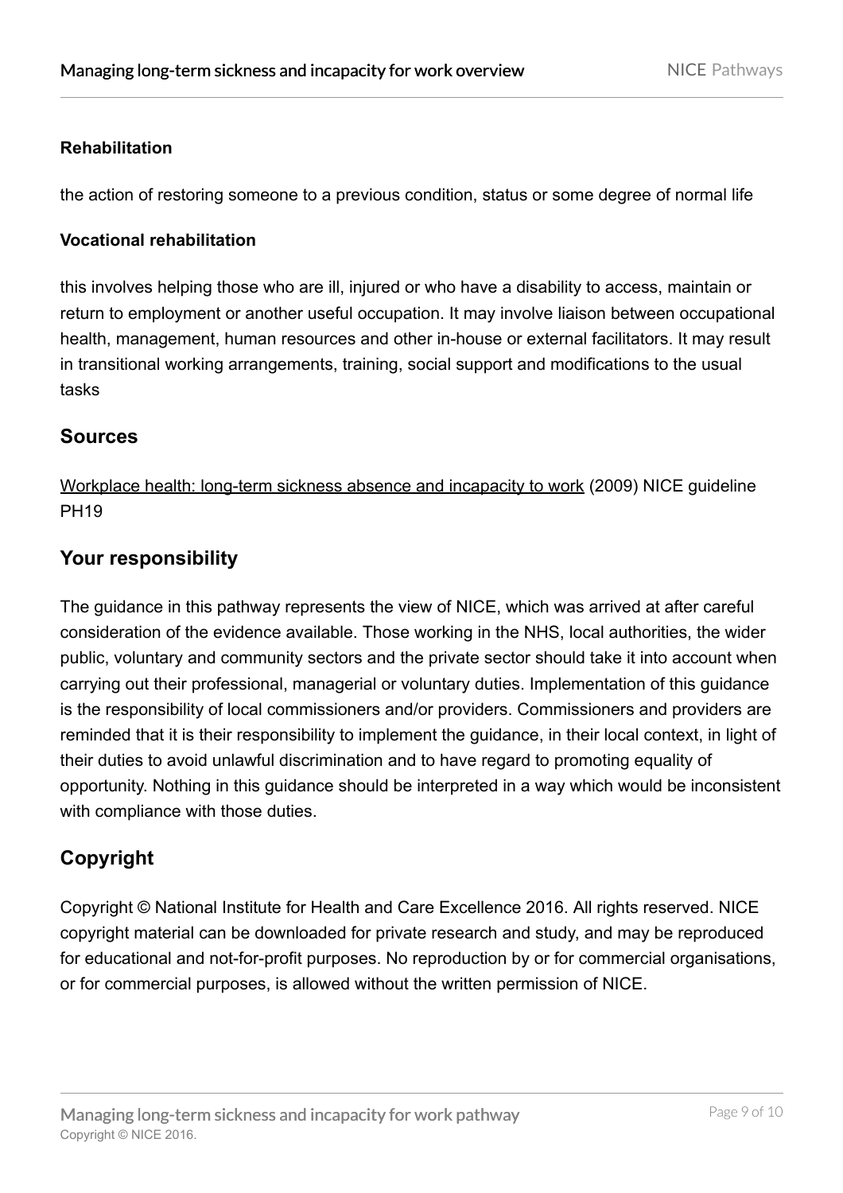**Rehabilitation**

the action of restoring someone to a previous condition, status or some degree of normal life

**Vocational rehabilitation**

this involves helping those who are ill, injured or who have a disability to access, maintain or return to employment or another useful occupation. It may involve liaison between occupational health, management, human resources and other in-house or external facilitators. It may result in transitional working arrangements, training, social support and modifications to the usual tasks

## Sources

Workplace health: long-term sickness absence and incapacity to work (2009) NICE guideline PH19

## Your responsibility

The guidance in this pathway represents the view of NICE, which was arrived at after careful consideration of the evidence available. Those working in the NHS, local authorities, the wider public, voluntary and community sectors and the private sector should take it into account when carrying out their professional, managerial or voluntary duties. Implementation of this guidance is the responsibility of local commissioners and/or providers. Commissioners and providers are reminded that it is their responsibility to implement the guidance, in their local context, in light of their duties to avoid unlawful discrimination and to have regard to promoting equality of opportunity. Nothing in this guidance should be interpreted in a way which would be inconsistent with compliance with those duties.

## Copyright

Copyright © National Institute for Health and Care Excellence 2016. All rights reserved. NICE copyright material can be downloaded for private research and study, and may be reproduced for educational and not-for-profit purposes. No reproduction by or for commercial organisations, or for commercial purposes, is allowed without the written permission of NICE.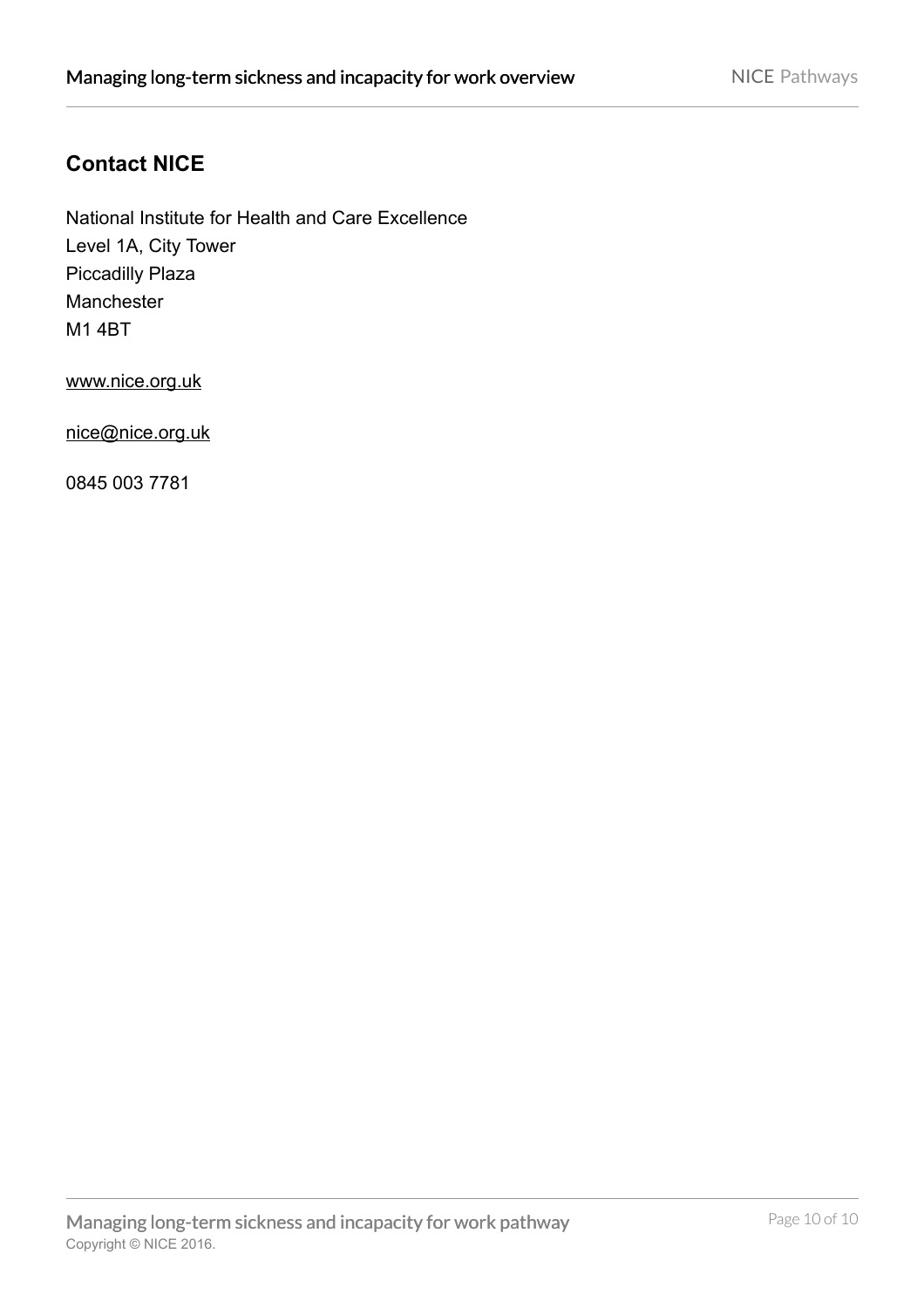## Contact NICE

National Institute for Health and Care Excellence
Level 1A, City Tower
Piccadilly Plaza
Manchester
M1 4BT

www.nice.org.uk

nice@nice.org.uk

0845 003 7781